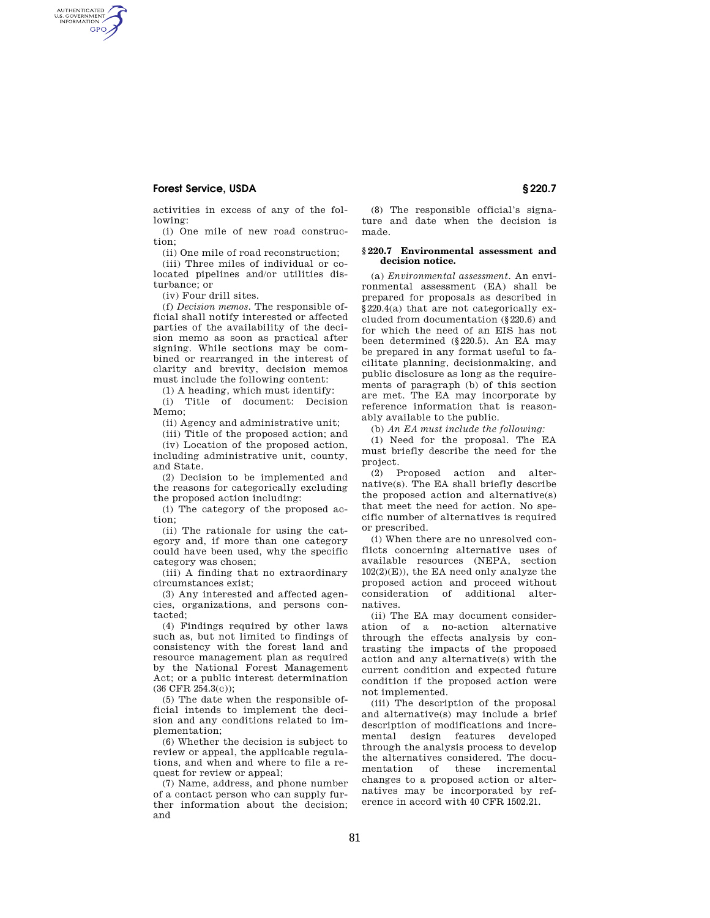activities in excess of any of the following:

(i) One mile of new road construction;

(ii) One mile of road reconstruction;

(iii) Three miles of individual or co-located pipelines and/or utilities disturbance; or

(iv) Four drill sites.

(f) *Decision memos.* The responsible official shall notify interested or affected parties of the availability of the decision memo as soon as practical after signing. While sections may be combined or rearranged in the interest of clarity and brevity, decision memos must include the following content:

(1) A heading, which must identify:

(i) Title of document: Decision Memo;

(ii) Agency and administrative unit;

(iii) Title of the proposed action; and

(iv) Location of the proposed action, including administrative unit, county, and State.

(2) Decision to be implemented and the reasons for categorically excluding the proposed action including:

(i) The category of the proposed action;

(ii) The rationale for using the category and, if more than one category could have been used, why the specific category was chosen;

(iii) A finding that no extraordinary circumstances exist;

(3) Any interested and affected agencies, organizations, and persons contacted;

(4) Findings required by other laws such as, but not limited to findings of consistency with the forest land and resource management plan as required by the National Forest Management Act; or a public interest determination (36 CFR 254.3(c));

(5) The date when the responsible official intends to implement the decision and any conditions related to implementation;

(6) Whether the decision is subject to review or appeal, the applicable regulations, and when and where to file a request for review or appeal;

(7) Name, address, and phone number of a contact person who can supply further information about the decision; and

(8) The responsible official's signature and date when the decision is made.

### § 220.7 Environmental assessment and decision notice.

(a) *Environmental assessment.* An environmental assessment (EA) shall be prepared for proposals as described in § 220.4(a) that are not categorically excluded from documentation (§ 220.6) and for which the need of an EIS has not been determined (§ 220.5). An EA may be prepared in any format useful to facilitate planning, decisionmaking, and public disclosure as long as the requirements of paragraph (b) of this section are met. The EA may incorporate by reference information that is reasonably available to the public.

(b) *An EA must include the following:*

(1) Need for the proposal. The EA must briefly describe the need for the project.

(2) Proposed action and alternative(s). The EA shall briefly describe the proposed action and alternative(s) that meet the need for action. No specific number of alternatives is required or prescribed.

(i) When there are no unresolved conflicts concerning alternative uses of available resources (NEPA, section 102(2)(E)), the EA need only analyze the proposed action and proceed without consideration of additional alternatives.

(ii) The EA may document consideration of a no-action alternative through the effects analysis by contrasting the impacts of the proposed action and any alternative(s) with the current condition and expected future condition if the proposed action were not implemented.

(iii) The description of the proposal and alternative(s) may include a brief description of modifications and incremental design features developed through the analysis process to develop the alternatives considered. The documentation of these incremental changes to a proposed action or alternatives may be incorporated by reference in accord with 40 CFR 1502.21.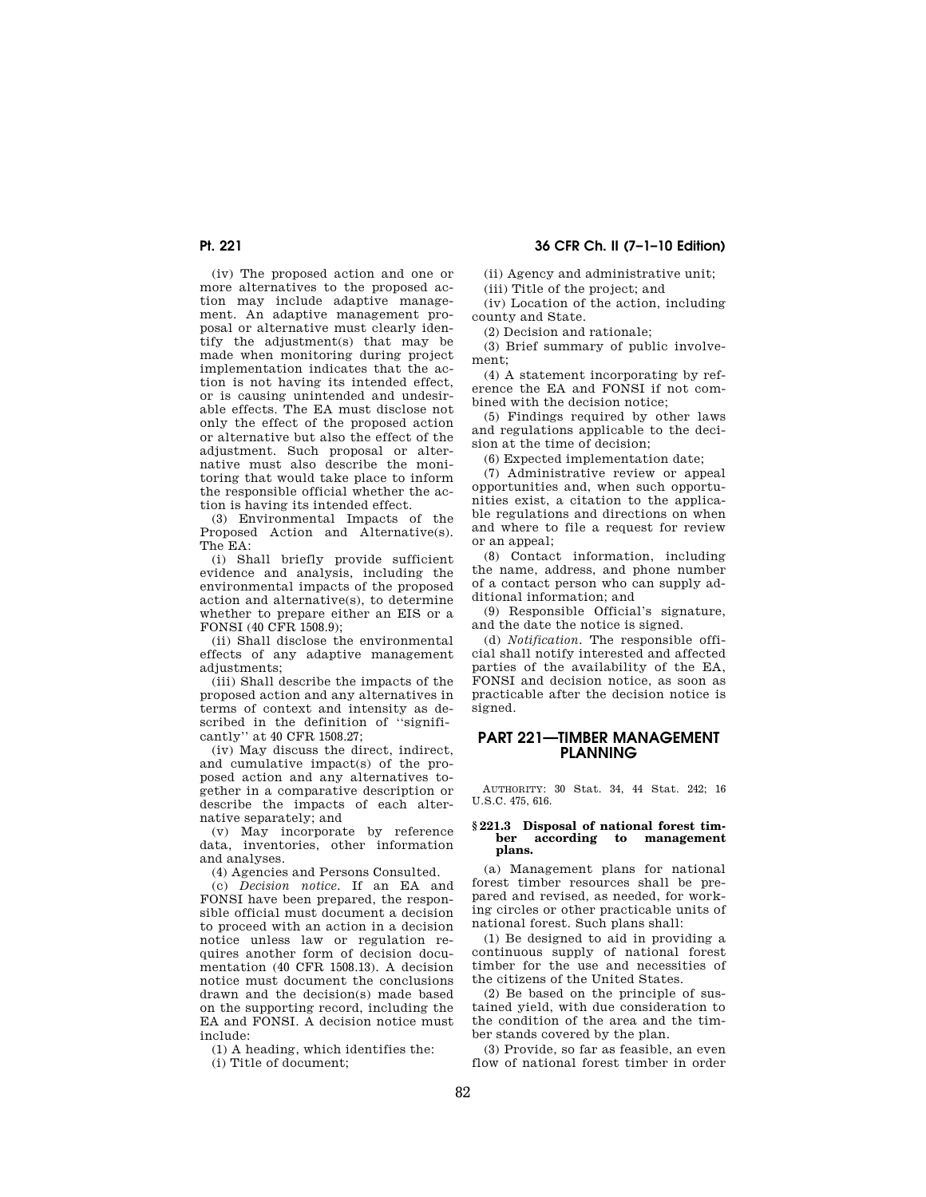(iv) The proposed action and one or more alternatives to the proposed action may include adaptive management. An adaptive management proposal or alternative must clearly identify the adjustment(s) that may be made when monitoring during project implementation indicates that the action is not having its intended effect, or is causing unintended and undesirable effects. The EA must disclose not only the effect of the proposed action or alternative but also the effect of the adjustment. Such proposal or alternative must also describe the monitoring that would take place to inform the responsible official whether the action is having its intended effect.

(3) Environmental Impacts of the Proposed Action and Alternative(s). The EA:

(i) Shall briefly provide sufficient evidence and analysis, including the environmental impacts of the proposed action and alternative(s), to determine whether to prepare either an EIS or a FONSI (40 CFR 1508.9);

(ii) Shall disclose the environmental effects of any adaptive management adjustments;

(iii) Shall describe the impacts of the proposed action and any alternatives in terms of context and intensity as described in the definition of ''significantly'' at 40 CFR 1508.27;

(iv) May discuss the direct, indirect, and cumulative impact(s) of the proposed action and any alternatives together in a comparative description or describe the impacts of each alternative separately; and

(v) May incorporate by reference data, inventories, other information and analyses.

(4) Agencies and Persons Consulted.

(c) *Decision notice.* If an EA and FONSI have been prepared, the responsible official must document a decision to proceed with an action in a decision notice unless law or regulation requires another form of decision documentation (40 CFR 1508.13). A decision notice must document the conclusions drawn and the decision(s) made based on the supporting record, including the EA and FONSI. A decision notice must include:

(1) A heading, which identifies the:

(i) Title of document;

(ii) Agency and administrative unit;

(iii) Title of the project; and

(iv) Location of the action, including county and State.

(2) Decision and rationale;

(3) Brief summary of public involvement;

(4) A statement incorporating by reference the EA and FONSI if not combined with the decision notice;

(5) Findings required by other laws and regulations applicable to the decision at the time of decision;

(6) Expected implementation date;

(7) Administrative review or appeal opportunities and, when such opportunities exist, a citation to the applicable regulations and directions on when and where to file a request for review or an appeal;

(8) Contact information, including the name, address, and phone number of a contact person who can supply additional information; and

(9) Responsible Official's signature, and the date the notice is signed.

(d) *Notification.* The responsible official shall notify interested and affected parties of the availability of the EA, FONSI and decision notice, as soon as practicable after the decision notice is signed.

## PART 221—TIMBER MANAGEMENT PLANNING

AUTHORITY: 30 Stat. 34, 44 Stat. 242; 16 U.S.C. 475, 616.

### § 221.3 Disposal of national forest timber according to management plans.

(a) Management plans for national forest timber resources shall be prepared and revised, as needed, for working circles or other practicable units of national forest. Such plans shall:

(1) Be designed to aid in providing a continuous supply of national forest timber for the use and necessities of the citizens of the United States.

(2) Be based on the principle of sustained yield, with due consideration to the condition of the area and the timber stands covered by the plan.

(3) Provide, so far as feasible, an even flow of national forest timber in order